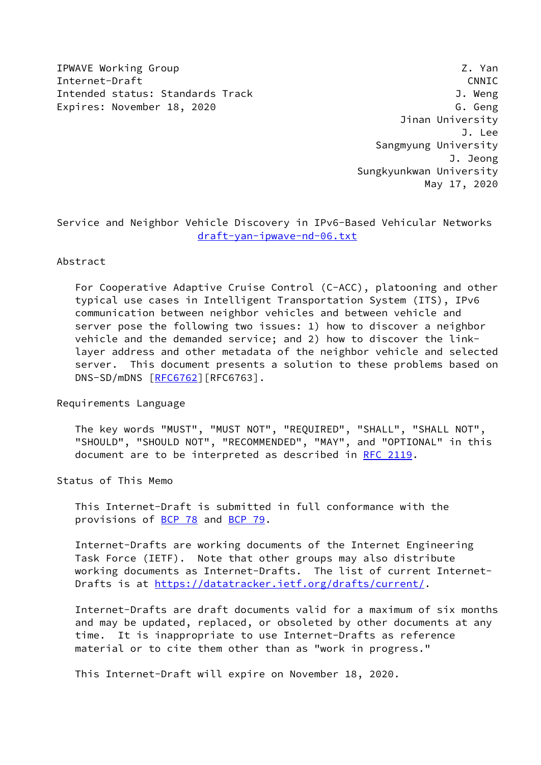IPWAVE Working Group
Internet-Draft
Intended status: Standards Track
Expires: November 18, 2020

Z. Yan
CNNIC
J. Weng
G. Geng
Jinan University
J. Lee
Sangmyung University
J. Jeong
Sungkyunkwan University
May 17, 2020

# Service and Neighbor Vehicle Discovery in IPv6-Based Vehicular Networks

draft-yan-ipwave-nd-06.txt

## Abstract

For Cooperative Adaptive Cruise Control (C-ACC), platooning and other typical use cases in Intelligent Transportation System (ITS), IPv6 communication between neighbor vehicles and between vehicle and server pose the following two issues: 1) how to discover a neighbor vehicle and the demanded service; and 2) how to discover the link-layer address and other metadata of the neighbor vehicle and selected server. This document presents a solution to these problems based on DNS-SD/mDNS [RFC6762][RFC6763].

## Requirements Language

The key words "MUST", "MUST NOT", "REQUIRED", "SHALL", "SHALL NOT", "SHOULD", "SHOULD NOT", "RECOMMENDED", "MAY", and "OPTIONAL" in this document are to be interpreted as described in RFC 2119.

## Status of This Memo

This Internet-Draft is submitted in full conformance with the provisions of BCP 78 and BCP 79.

Internet-Drafts are working documents of the Internet Engineering Task Force (IETF). Note that other groups may also distribute working documents as Internet-Drafts. The list of current Internet-Drafts is at https://datatracker.ietf.org/drafts/current/.

Internet-Drafts are draft documents valid for a maximum of six months and may be updated, replaced, or obsoleted by other documents at any time. It is inappropriate to use Internet-Drafts as reference material or to cite them other than as "work in progress."

This Internet-Draft will expire on November 18, 2020.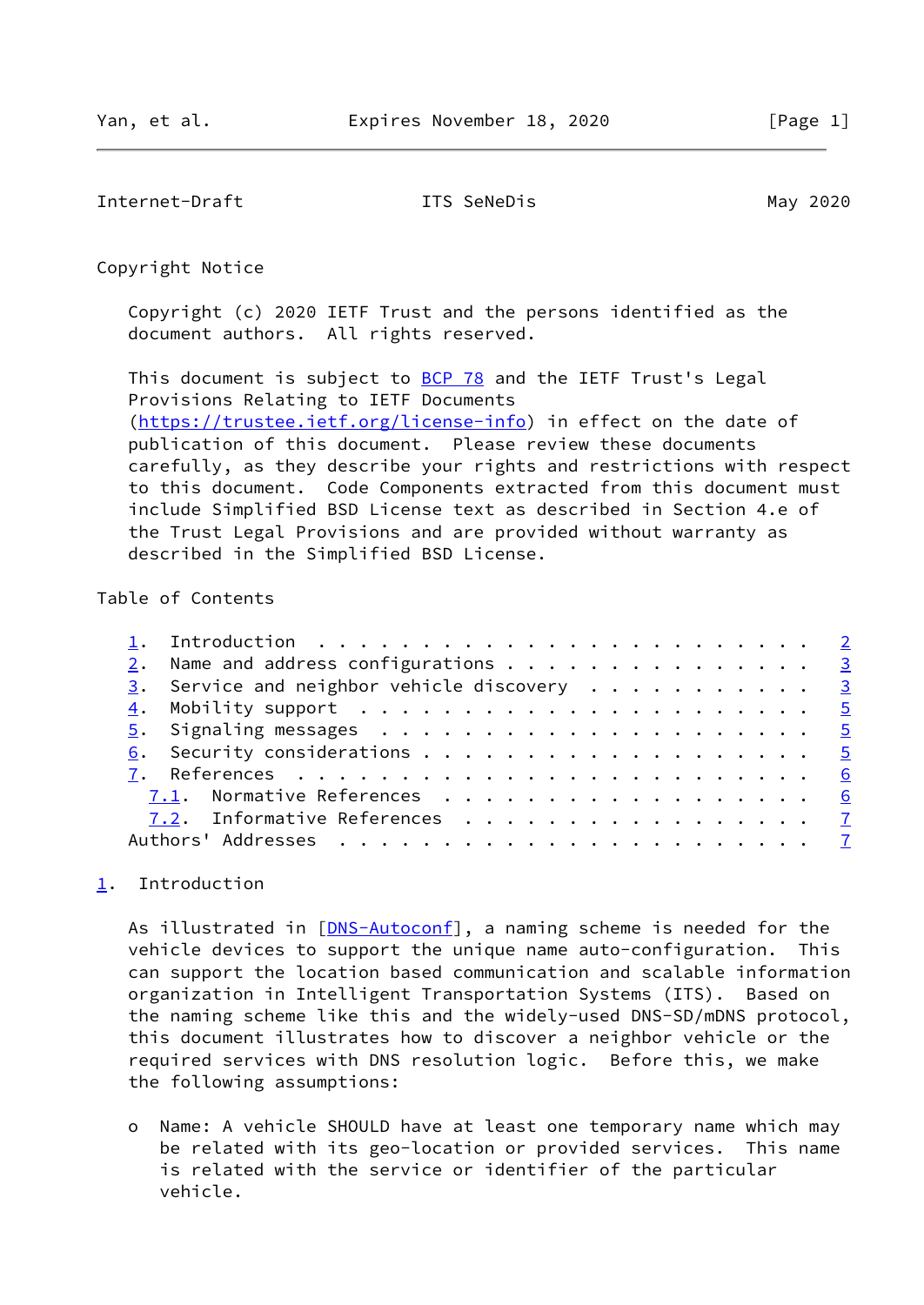Copyright Notice

Copyright (c) 2020 IETF Trust and the persons identified as the document authors. All rights reserved.

This document is subject to BCP 78 and the IETF Trust's Legal Provisions Relating to IETF Documents (https://trustee.ietf.org/license-info) in effect on the date of publication of this document. Please review these documents carefully, as they describe your rights and restrictions with respect to this document. Code Components extracted from this document must include Simplified BSD License text as described in Section 4.e of the Trust Legal Provisions and are provided without warranty as described in the Simplified BSD License.

Table of Contents

1. Introduction . . . . . . . . . . . . . . . . . . . . . . . . 2
2. Name and address configurations . . . . . . . . . . . . . . . 3
3. Service and neighbor vehicle discovery . . . . . . . . . . . 3
4. Mobility support . . . . . . . . . . . . . . . . . . . . . . 5
5. Signaling messages . . . . . . . . . . . . . . . . . . . . . 5
6. Security considerations . . . . . . . . . . . . . . . . . . . 5
7. References . . . . . . . . . . . . . . . . . . . . . . . . . 6
   7.1. Normative References . . . . . . . . . . . . . . . . . . 6
   7.2. Informative References . . . . . . . . . . . . . . . . . 7
Authors' Addresses . . . . . . . . . . . . . . . . . . . . . . . 7

## 1. Introduction

As illustrated in [DNS-Autoconf], a naming scheme is needed for the vehicle devices to support the unique name auto-configuration. This can support the location based communication and scalable information organization in Intelligent Transportation Systems (ITS). Based on the naming scheme like this and the widely-used DNS-SD/mDNS protocol, this document illustrates how to discover a neighbor vehicle or the required services with DNS resolution logic. Before this, we make the following assumptions:

- Name: A vehicle SHOULD have at least one temporary name which may be related with its geo-location or provided services. This name is related with the service or identifier of the particular vehicle.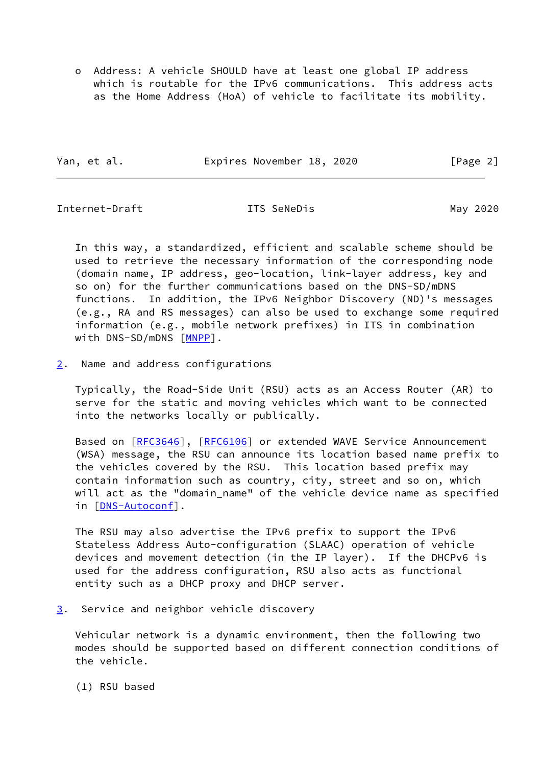- Address: A vehicle SHOULD have at least one global IP address which is routable for the IPv6 communications. This address acts as the Home Address (HoA) of vehicle to facilitate its mobility.

In this way, a standardized, efficient and scalable scheme should be used to retrieve the necessary information of the corresponding node (domain name, IP address, geo-location, link-layer address, key and so on) for the further communications based on the DNS-SD/mDNS functions. In addition, the IPv6 Neighbor Discovery (ND)'s messages (e.g., RA and RS messages) can also be used to exchange some required information (e.g., mobile network prefixes) in ITS in combination with DNS-SD/mDNS [MNPP].

## 2. Name and address configurations

Typically, the Road-Side Unit (RSU) acts as an Access Router (AR) to serve for the static and moving vehicles which want to be connected into the networks locally or publically.

Based on [RFC3646], [RFC6106] or extended WAVE Service Announcement (WSA) message, the RSU can announce its location based name prefix to the vehicles covered by the RSU. This location based prefix may contain information such as country, city, street and so on, which will act as the "domain_name" of the vehicle device name as specified in [DNS-Autoconf].

The RSU may also advertise the IPv6 prefix to support the IPv6 Stateless Address Auto-configuration (SLAAC) operation of vehicle devices and movement detection (in the IP layer). If the DHCPv6 is used for the address configuration, RSU also acts as functional entity such as a DHCP proxy and DHCP server.

## 3. Service and neighbor vehicle discovery

Vehicular network is a dynamic environment, then the following two modes should be supported based on different connection conditions of the vehicle.

(1) RSU based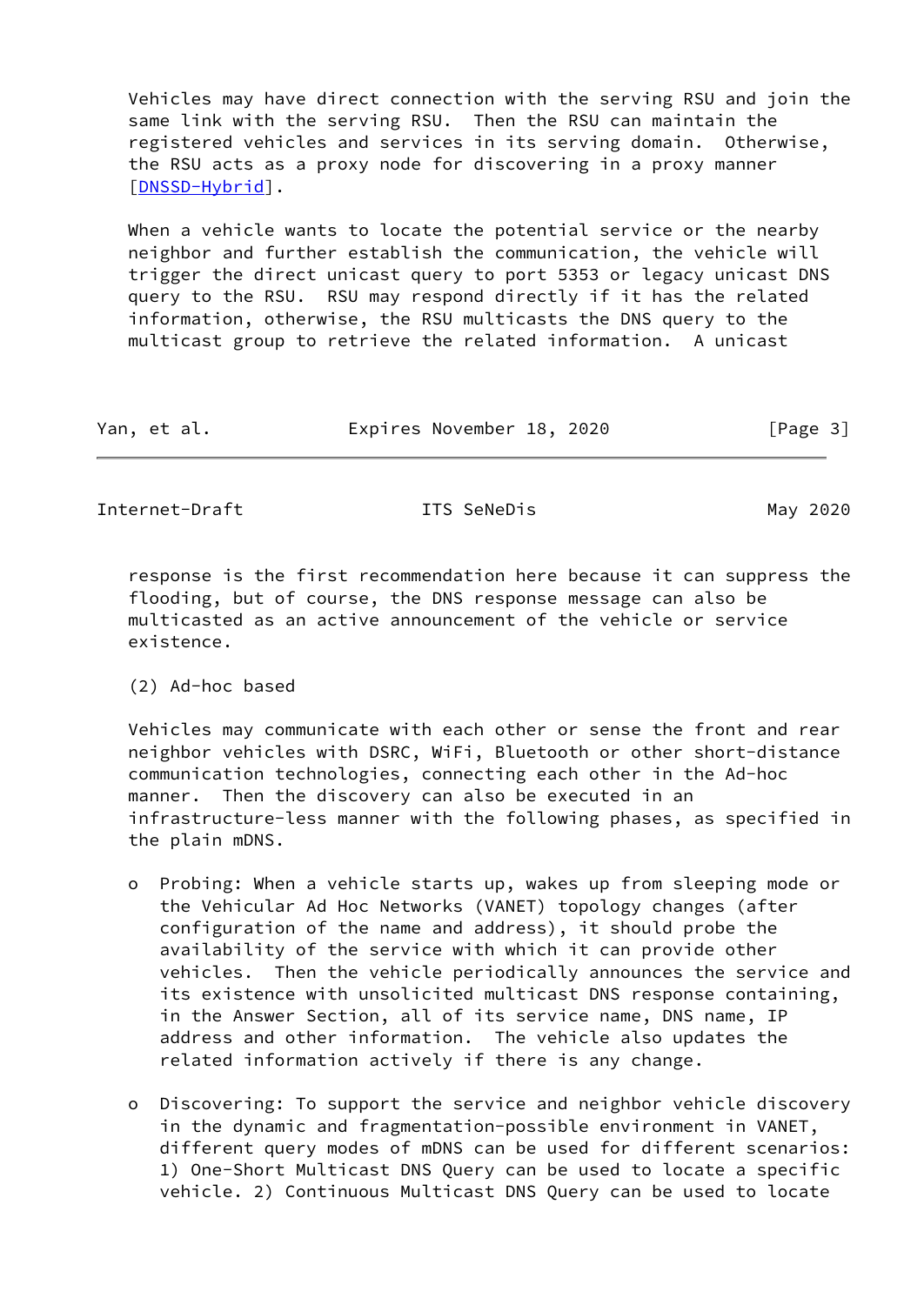Vehicles may have direct connection with the serving RSU and join the same link with the serving RSU. Then the RSU can maintain the registered vehicles and services in its serving domain. Otherwise, the RSU acts as a proxy node for discovering in a proxy manner [DNSSD-Hybrid].

When a vehicle wants to locate the potential service or the nearby neighbor and further establish the communication, the vehicle will trigger the direct unicast query to port 5353 or legacy unicast DNS query to the RSU. RSU may respond directly if it has the related information, otherwise, the RSU multicasts the DNS query to the multicast group to retrieve the related information. A unicast response is the first recommendation here because it can suppress the flooding, but of course, the DNS response message can also be multicasted as an active announcement of the vehicle or service existence.

(2) Ad-hoc based

Vehicles may communicate with each other or sense the front and rear neighbor vehicles with DSRC, WiFi, Bluetooth or other short-distance communication technologies, connecting each other in the Ad-hoc manner. Then the discovery can also be executed in an infrastructure-less manner with the following phases, as specified in the plain mDNS.

- Probing: When a vehicle starts up, wakes up from sleeping mode or the Vehicular Ad Hoc Networks (VANET) topology changes (after configuration of the name and address), it should probe the availability of the service with which it can provide other vehicles. Then the vehicle periodically announces the service and its existence with unsolicited multicast DNS response containing, in the Answer Section, all of its service name, DNS name, IP address and other information. The vehicle also updates the related information actively if there is any change.

- Discovering: To support the service and neighbor vehicle discovery in the dynamic and fragmentation-possible environment in VANET, different query modes of mDNS can be used for different scenarios: 1) One-Short Multicast DNS Query can be used to locate a specific vehicle. 2) Continuous Multicast DNS Query can be used to locate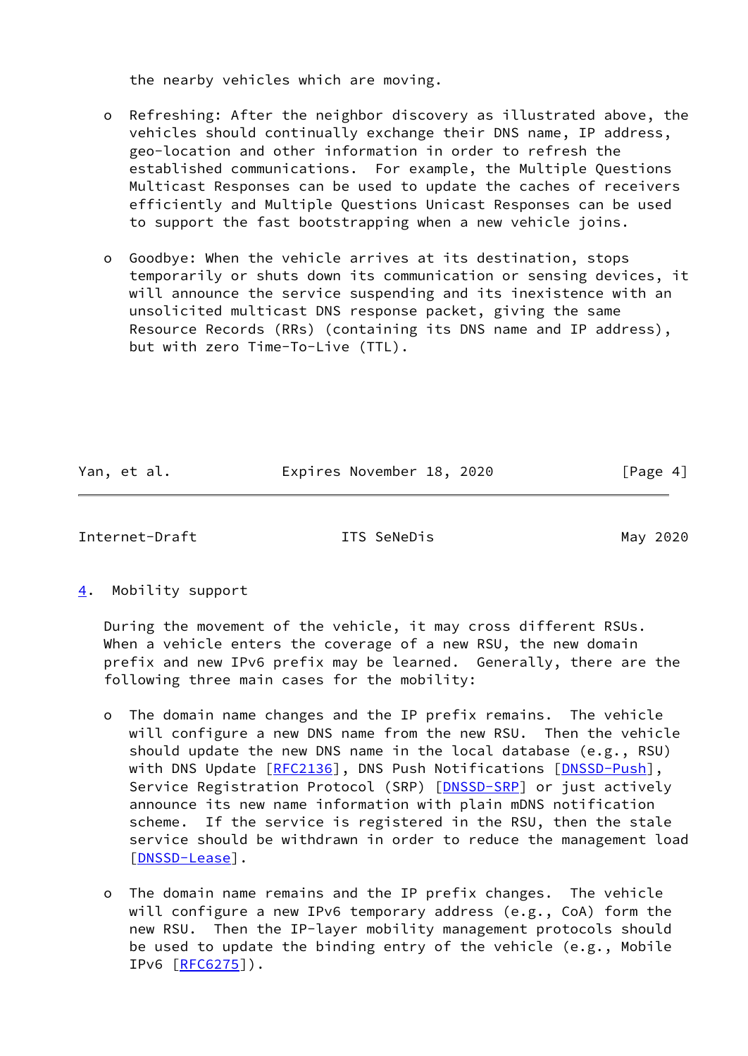the nearby vehicles which are moving.

- Refreshing: After the neighbor discovery as illustrated above, the vehicles should continually exchange their DNS name, IP address, geo-location and other information in order to refresh the established communications. For example, the Multiple Questions Multicast Responses can be used to update the caches of receivers efficiently and Multiple Questions Unicast Responses can be used to support the fast bootstrapping when a new vehicle joins.

- Goodbye: When the vehicle arrives at its destination, stops temporarily or shuts down its communication or sensing devices, it will announce the service suspending and its inexistence with an unsolicited multicast DNS response packet, giving the same Resource Records (RRs) (containing its DNS name and IP address), but with zero Time-To-Live (TTL).

## 4. Mobility support

During the movement of the vehicle, it may cross different RSUs. When a vehicle enters the coverage of a new RSU, the new domain prefix and new IPv6 prefix may be learned. Generally, there are the following three main cases for the mobility:

- The domain name changes and the IP prefix remains. The vehicle will configure a new DNS name from the new RSU. Then the vehicle should update the new DNS name in the local database (e.g., RSU) with DNS Update [RFC2136], DNS Push Notifications [DNSSD-Push], Service Registration Protocol (SRP) [DNSSD-SRP] or just actively announce its new name information with plain mDNS notification scheme. If the service is registered in the RSU, then the stale service should be withdrawn in order to reduce the management load [DNSSD-Lease].

- The domain name remains and the IP prefix changes. The vehicle will configure a new IPv6 temporary address (e.g., CoA) form the new RSU. Then the IP-layer mobility management protocols should be used to update the binding entry of the vehicle (e.g., Mobile IPv6 [RFC6275]).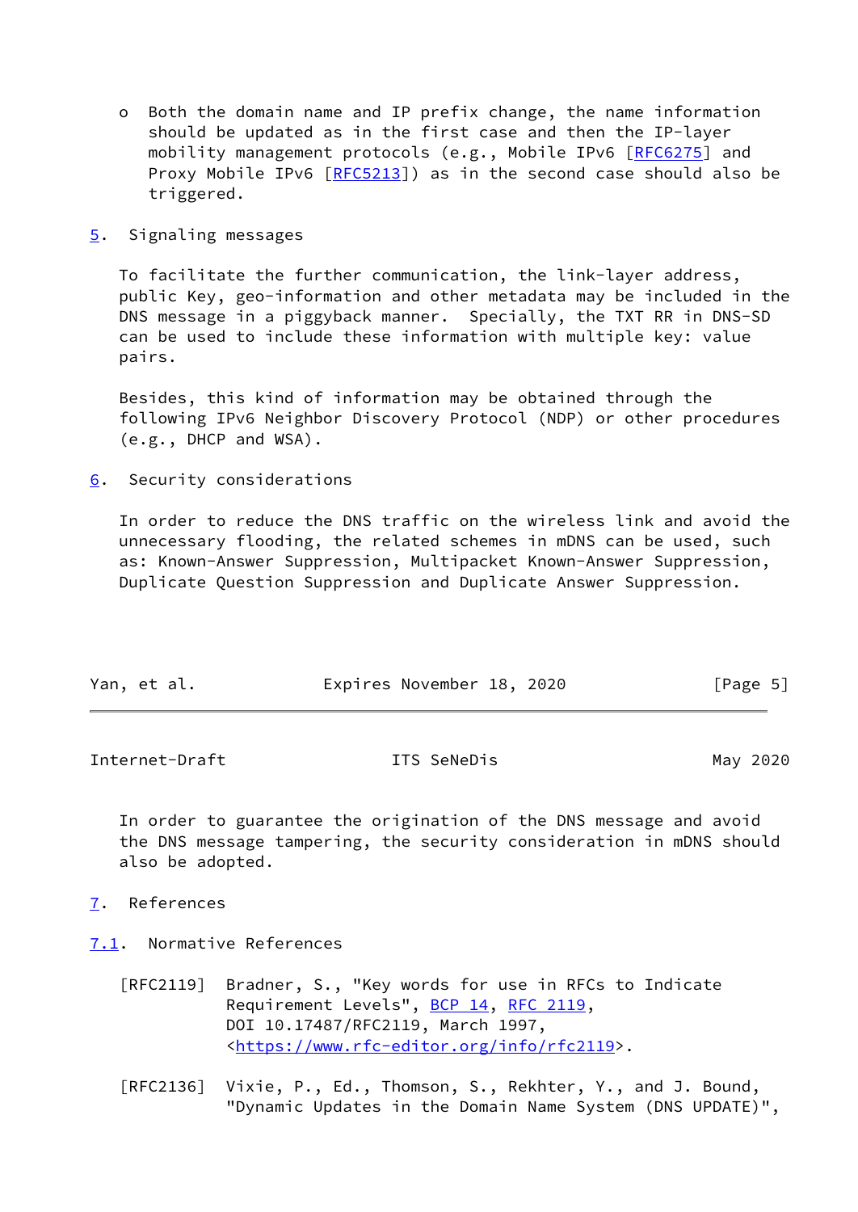- Both the domain name and IP prefix change, the name information should be updated as in the first case and then the IP-layer mobility management protocols (e.g., Mobile IPv6 [RFC6275] and Proxy Mobile IPv6 [RFC5213]) as in the second case should also be triggered.

## 5. Signaling messages

To facilitate the further communication, the link-layer address, public Key, geo-information and other metadata may be included in the DNS message in a piggyback manner. Specially, the TXT RR in DNS-SD can be used to include these information with multiple key: value pairs.

Besides, this kind of information may be obtained through the following IPv6 Neighbor Discovery Protocol (NDP) or other procedures (e.g., DHCP and WSA).

## 6. Security considerations

In order to reduce the DNS traffic on the wireless link and avoid the unnecessary flooding, the related schemes in mDNS can be used, such as: Known-Answer Suppression, Multipacket Known-Answer Suppression, Duplicate Question Suppression and Duplicate Answer Suppression.

In order to guarantee the origination of the DNS message and avoid the DNS message tampering, the security consideration in mDNS should also be adopted.

## 7. References

### 7.1. Normative References

[RFC2119] Bradner, S., "Key words for use in RFCs to Indicate Requirement Levels", BCP 14, RFC 2119, DOI 10.17487/RFC2119, March 1997, <https://www.rfc-editor.org/info/rfc2119>.

[RFC2136] Vixie, P., Ed., Thomson, S., Rekhter, Y., and J. Bound, "Dynamic Updates in the Domain Name System (DNS UPDATE)",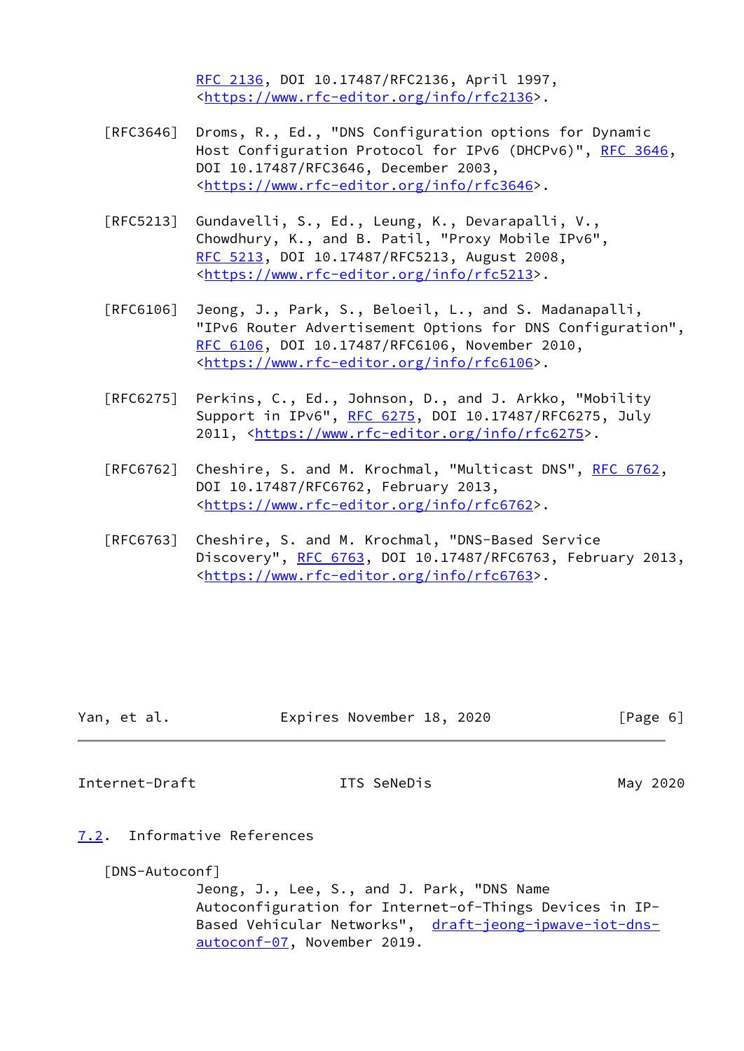RFC 2136, DOI 10.17487/RFC2136, April 1997, <https://www.rfc-editor.org/info/rfc2136>.

[RFC3646] Droms, R., Ed., "DNS Configuration options for Dynamic Host Configuration Protocol for IPv6 (DHCPv6)", RFC 3646, DOI 10.17487/RFC3646, December 2003, <https://www.rfc-editor.org/info/rfc3646>.

[RFC5213] Gundavelli, S., Ed., Leung, K., Devarapalli, V., Chowdhury, K., and B. Patil, "Proxy Mobile IPv6", RFC 5213, DOI 10.17487/RFC5213, August 2008, <https://www.rfc-editor.org/info/rfc5213>.

[RFC6106] Jeong, J., Park, S., Beloeil, L., and S. Madanapalli, "IPv6 Router Advertisement Options for DNS Configuration", RFC 6106, DOI 10.17487/RFC6106, November 2010, <https://www.rfc-editor.org/info/rfc6106>.

[RFC6275] Perkins, C., Ed., Johnson, D., and J. Arkko, "Mobility Support in IPv6", RFC 6275, DOI 10.17487/RFC6275, July 2011, <https://www.rfc-editor.org/info/rfc6275>.

[RFC6762] Cheshire, S. and M. Krochmal, "Multicast DNS", RFC 6762, DOI 10.17487/RFC6762, February 2013, <https://www.rfc-editor.org/info/rfc6762>.

[RFC6763] Cheshire, S. and M. Krochmal, "DNS-Based Service Discovery", RFC 6763, DOI 10.17487/RFC6763, February 2013, <https://www.rfc-editor.org/info/rfc6763>.

## 7.2. Informative References

[DNS-Autoconf]
Jeong, J., Lee, S., and J. Park, "DNS Name Autoconfiguration for Internet-of-Things Devices in IP-Based Vehicular Networks", draft-jeong-ipwave-iot-dns-autoconf-07, November 2019.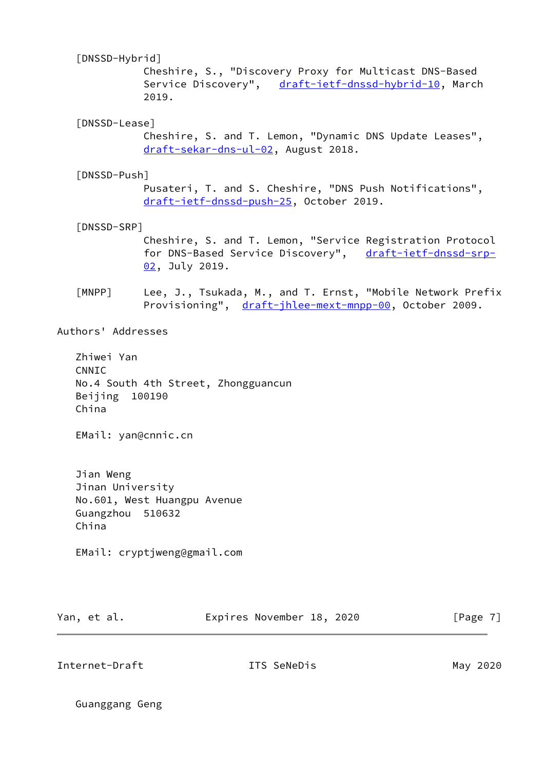[DNSSD-Hybrid]
Cheshire, S., "Discovery Proxy for Multicast DNS-Based Service Discovery", draft-ietf-dnssd-hybrid-10, March 2019.

[DNSSD-Lease]
Cheshire, S. and T. Lemon, "Dynamic DNS Update Leases", draft-sekar-dns-ul-02, August 2018.

[DNSSD-Push]
Pusateri, T. and S. Cheshire, "DNS Push Notifications", draft-ietf-dnssd-push-25, October 2019.

[DNSSD-SRP]
Cheshire, S. and T. Lemon, "Service Registration Protocol for DNS-Based Service Discovery", draft-ietf-dnssd-srp-02, July 2019.

[MNPP]
Lee, J., Tsukada, M., and T. Ernst, "Mobile Network Prefix Provisioning", draft-jhlee-mext-mnpp-00, October 2009.

## Authors' Addresses

Zhiwei Yan
CNNIC
No.4 South 4th Street, Zhongguancun
Beijing 100190
China

EMail: yan@cnnic.cn

Jian Weng
Jinan University
No.601, West Huangpu Avenue
Guangzhou 510632
China

EMail: cryptjweng@gmail.com

Guanggang Geng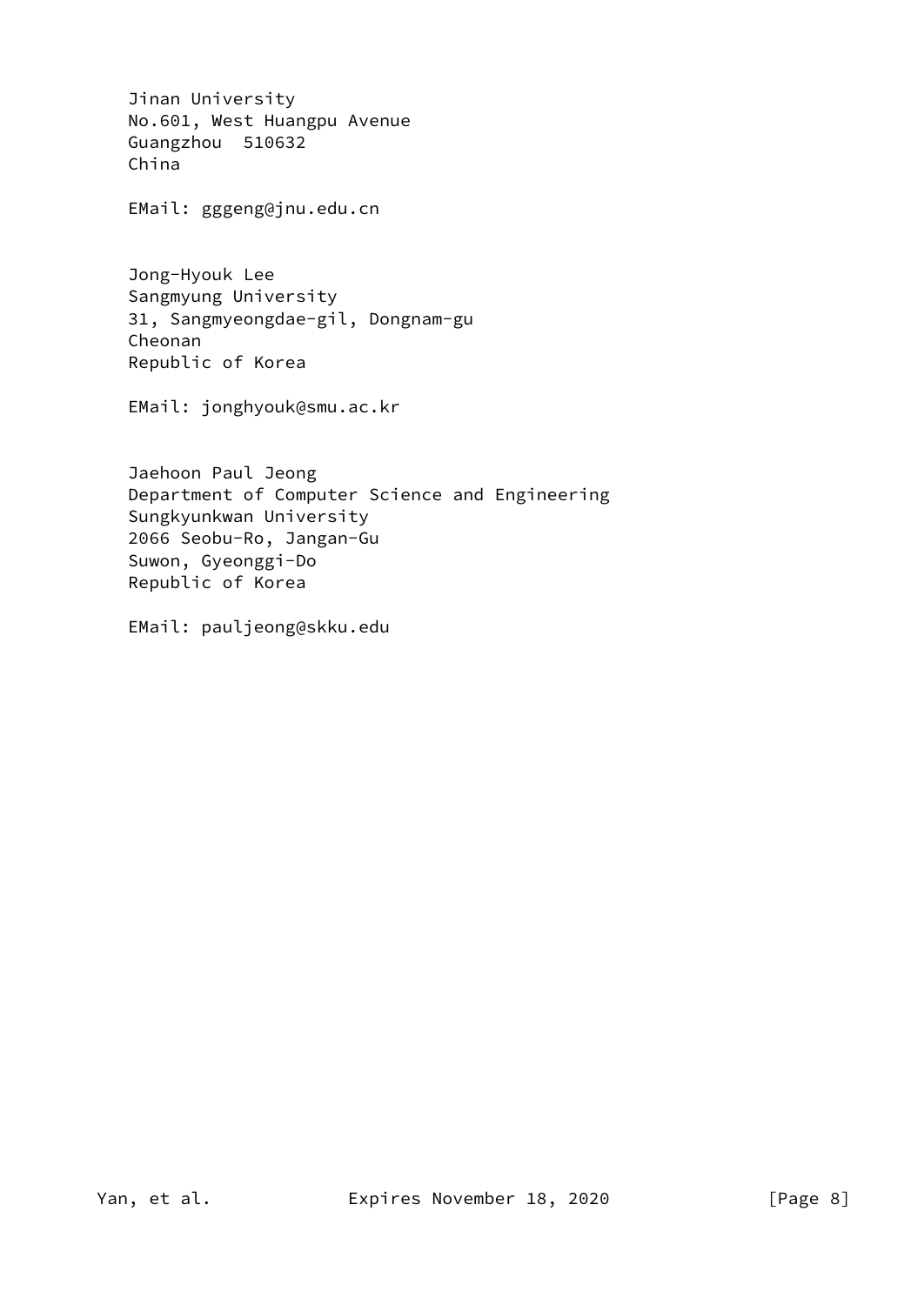Jinan University
No.601, West Huangpu Avenue
Guangzhou  510632
China

EMail: gggeng@jnu.edu.cn

Jong-Hyouk Lee
Sangmyung University
31, Sangmyeongdae-gil, Dongnam-gu
Cheonan
Republic of Korea

EMail: jonghyouk@smu.ac.kr

Jaehoon Paul Jeong
Department of Computer Science and Engineering
Sungkyunkwan University
2066 Seobu-Ro, Jangan-Gu
Suwon, Gyeonggi-Do
Republic of Korea

EMail: pauljeong@skku.edu